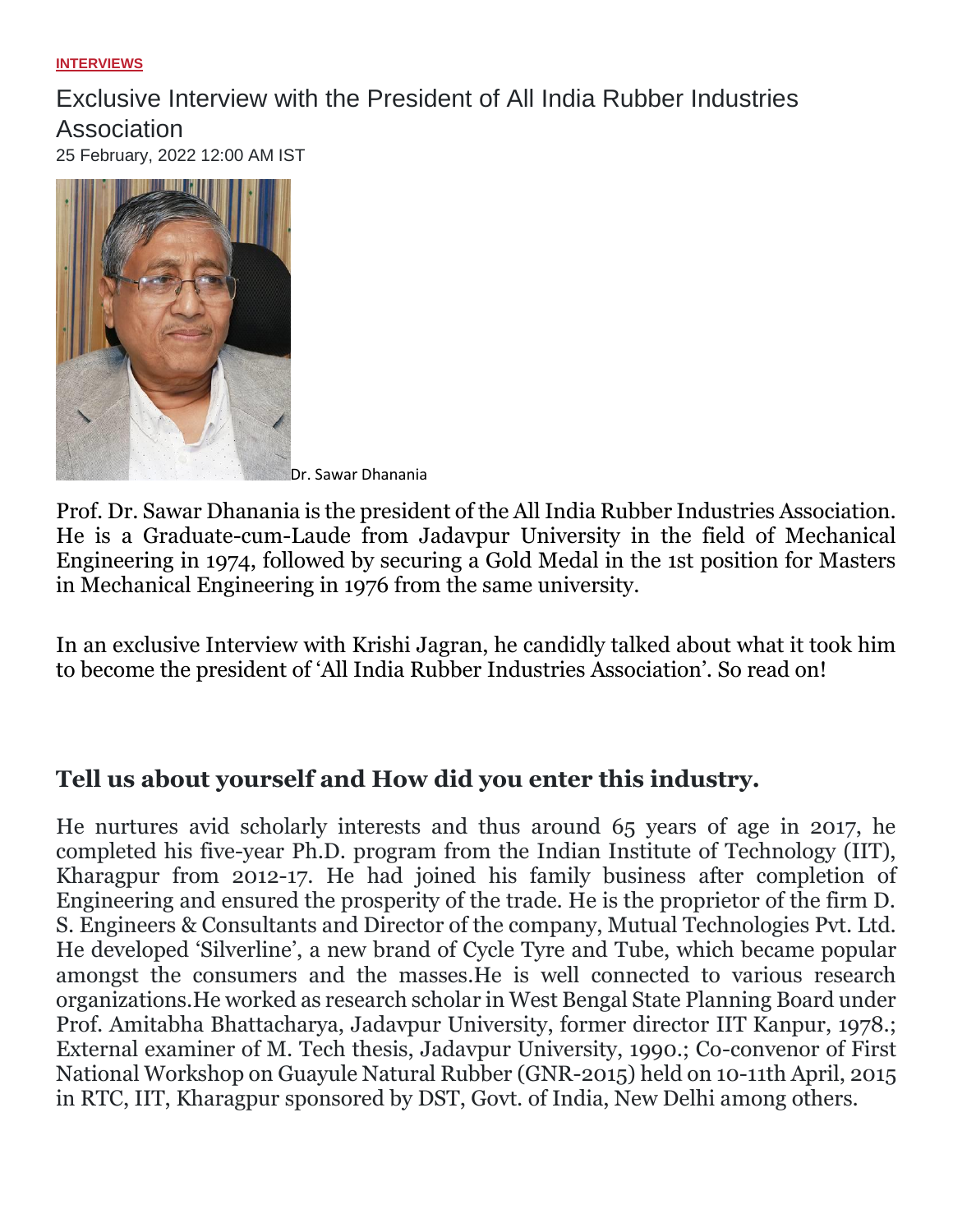**INTERVIEWS**

# Exclusive Interview with the President of All India Rubber Industries Association

25 February, 2022 12:00 AM IST

Dr. Sawar Dhanania

Prof. Dr. Sawar Dhanania is the president of the All India Rubber Industries Association. He is a Graduate-cum-Laude from Jadavpur University in the field of Mechanical Engineering in 1974, followed by securing a Gold Medal in the 1st position for Masters in Mechanical Engineering in 1976 from the same university.

In an exclusive Interview with Krishi Jagran, he candidly talked about what it took him to become the president of 'All India Rubber Industries Association'. So read on!

## Tell us about yourself and How did you enter this industry.

He nurtures avid scholarly interests and thus around 65 years of age in 2017, he completed his five-year Ph.D. program from the Indian Institute of Technology (IIT), Kharagpur from 2012-17. He had joined his family business after completion of Engineering and ensured the prosperity of the trade. He is the proprietor of the firm D. S. Engineers & Consultants and Director of the company, Mutual Technologies Pvt. Ltd. He developed 'Silverline', a new brand of Cycle Tyre and Tube, which became popular amongst the consumers and the masses.He is well connected to various research organizations.He worked as research scholar in West Bengal State Planning Board under Prof. Amitabha Bhattacharya, Jadavpur University, former director IIT Kanpur, 1978.; External examiner of M. Tech thesis, Jadavpur University, 1990.; Co-convenor of First National Workshop on Guayule Natural Rubber (GNR-2015) held on 10-11th April, 2015 in RTC, IIT, Kharagpur sponsored by DST, Govt. of India, New Delhi among others.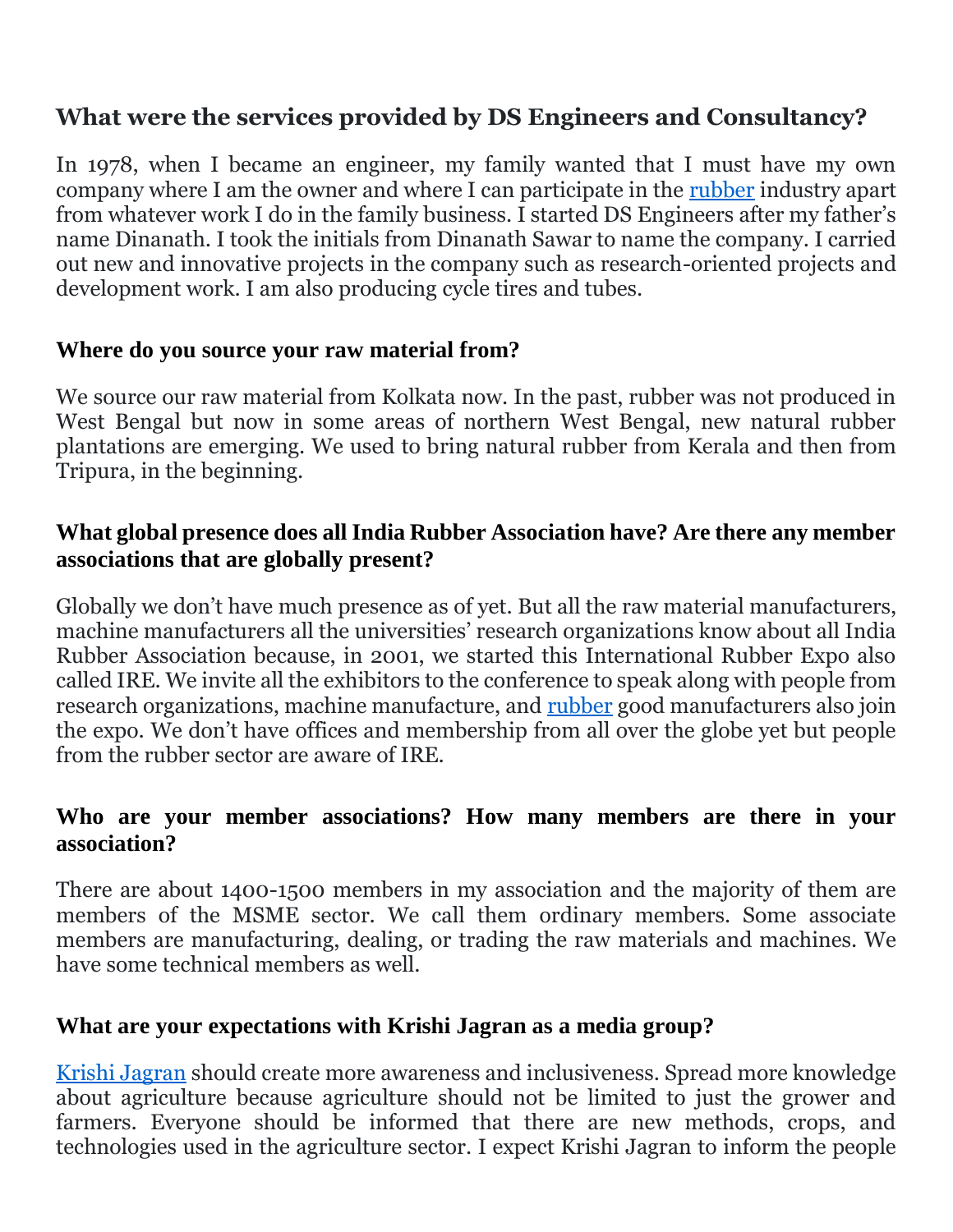### What were the services provided by DS Engineers and Consultancy?

In 1978, when I became an engineer, my family wanted that I must have my own company where I am the owner and where I can participate in the [rubber](#) industry apart from whatever work I do in the family business. I started DS Engineers after my father's name Dinanath. I took the initials from Dinanath Sawar to name the company. I carried out new and innovative projects in the company such as research-oriented projects and development work. I am also producing cycle tires and tubes.

#### Where do you source your raw material from?

We source our raw material from Kolkata now. In the past, rubber was not produced in West Bengal but now in some areas of northern West Bengal, new natural rubber plantations are emerging. We used to bring natural rubber from Kerala and then from Tripura, in the beginning.

#### What global presence does all India Rubber Association have? Are there any member associations that are globally present?

Globally we don't have much presence as of yet. But all the raw material manufacturers, machine manufacturers all the universities' research organizations know about all India Rubber Association because, in 2001, we started this International Rubber Expo also called IRE. We invite all the exhibitors to the conference to speak along with people from research organizations, machine manufacture, and [rubber](#) good manufacturers also join the expo. We don't have offices and membership from all over the globe yet but people from the rubber sector are aware of IRE.

#### Who are your member associations? How many members are there in your association?

There are about 1400-1500 members in my association and the majority of them are members of the MSME sector. We call them ordinary members. Some associate members are manufacturing, dealing, or trading the raw materials and machines. We have some technical members as well.

#### What are your expectations with Krishi Jagran as a media group?

[Krishi Jagran](#) should create more awareness and inclusiveness. Spread more knowledge about agriculture because agriculture should not be limited to just the grower and farmers. Everyone should be informed that there are new methods, crops, and technologies used in the agriculture sector. I expect Krishi Jagran to inform the people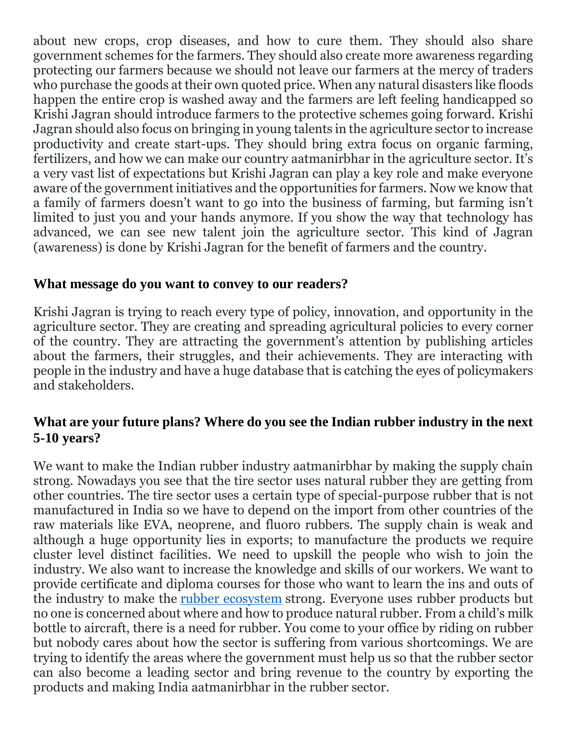about new crops, crop diseases, and how to cure them. They should also share government schemes for the farmers. They should also create more awareness regarding protecting our farmers because we should not leave our farmers at the mercy of traders who purchase the goods at their own quoted price. When any natural disasters like floods happen the entire crop is washed away and the farmers are left feeling handicapped so Krishi Jagran should introduce farmers to the protective schemes going forward. Krishi Jagran should also focus on bringing in young talents in the agriculture sector to increase productivity and create start-ups. They should bring extra focus on organic farming, fertilizers, and how we can make our country aatmanirbhar in the agriculture sector. It's a very vast list of expectations but Krishi Jagran can play a key role and make everyone aware of the government initiatives and the opportunities for farmers. Now we know that a family of farmers doesn't want to go into the business of farming, but farming isn't limited to just you and your hands anymore. If you show the way that technology has advanced, we can see new talent join the agriculture sector. This kind of Jagran (awareness) is done by Krishi Jagran for the benefit of farmers and the country.

**What message do you want to convey to our readers?**

Krishi Jagran is trying to reach every type of policy, innovation, and opportunity in the agriculture sector. They are creating and spreading agricultural policies to every corner of the country. They are attracting the government's attention by publishing articles about the farmers, their struggles, and their achievements. They are interacting with people in the industry and have a huge database that is catching the eyes of policymakers and stakeholders.

**What are your future plans? Where do you see the Indian rubber industry in the next 5-10 years?**

We want to make the Indian rubber industry aatmanirbhar by making the supply chain strong. Nowadays you see that the tire sector uses natural rubber they are getting from other countries. The tire sector uses a certain type of special-purpose rubber that is not manufactured in India so we have to depend on the import from other countries of the raw materials like EVA, neoprene, and fluoro rubbers. The supply chain is weak and although a huge opportunity lies in exports; to manufacture the products we require cluster level distinct facilities. We need to upskill the people who wish to join the industry. We also want to increase the knowledge and skills of our workers. We want to provide certificate and diploma courses for those who want to learn the ins and outs of the industry to make the rubber ecosystem strong. Everyone uses rubber products but no one is concerned about where and how to produce natural rubber. From a child's milk bottle to aircraft, there is a need for rubber. You come to your office by riding on rubber but nobody cares about how the sector is suffering from various shortcomings. We are trying to identify the areas where the government must help us so that the rubber sector can also become a leading sector and bring revenue to the country by exporting the products and making India aatmanirbhar in the rubber sector.